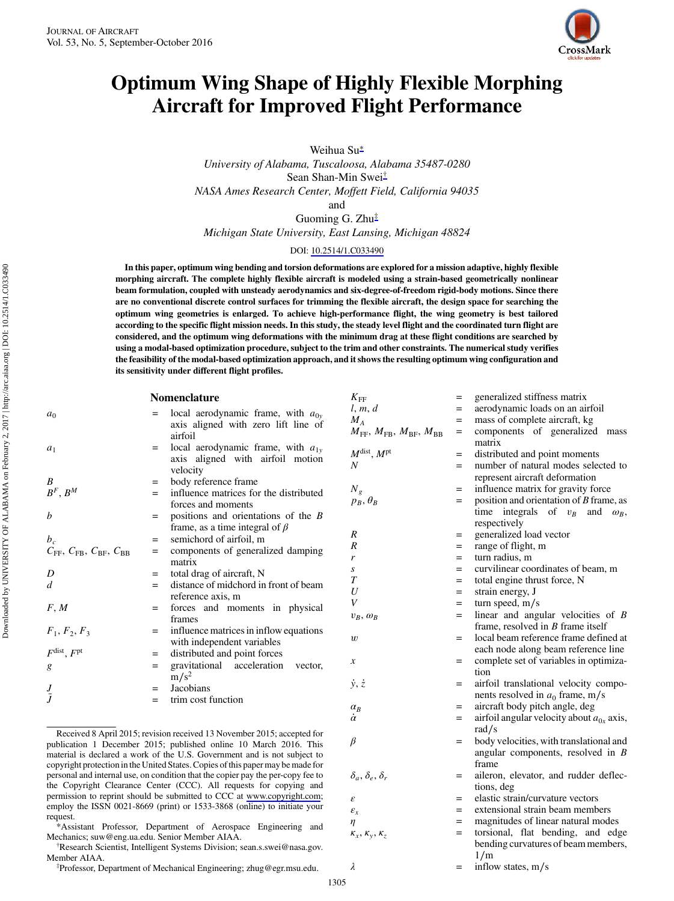# Optimum Wing Shape of Highly Flexible Morphing Aircraft for Improved Flight Performance

Weihua Su*
*University of Alabama, Tuscaloosa, Alabama 35487-0280*
Sean Shan-Min Swei†
*NASA Ames Research Center, Moffett Field, California 94035*
and
Guoming G. Zhu‡
*Michigan State University, East Lansing, Michigan 48824*

DOI: 10.2514/1.C033490

**In this paper, optimum wing bending and torsion deformations are explored for a mission adaptive, highly flexible morphing aircraft. The complete highly flexible aircraft is modeled using a strain-based geometrically nonlinear beam formulation, coupled with unsteady aerodynamics and six-degree-of-freedom rigid-body motions. Since there are no conventional discrete control surfaces for trimming the flexible aircraft, the design space for searching the optimum wing geometries is enlarged. To achieve high-performance flight, the wing geometry is best tailored according to the specific flight mission needs. In this study, the steady level flight and the coordinated turn flight are considered, and the optimum wing deformations with the minimum drag at these flight conditions are searched by using a modal-based optimization procedure, subject to the trim and other constraints. The numerical study verifies the feasibility of the modal-based optimization approach, and it shows the resulting optimum wing configuration and its sensitivity under different flight profiles.**

## Nomenclature

| | | |
|---|---|---|
| $a_0$ | = | local aerodynamic frame, with $a_{0y}$ axis aligned with zero lift line of airfoil |
| $a_1$ | = | local aerodynamic frame, with $a_{1y}$ axis aligned with airfoil motion velocity |
| $B$ | = | body reference frame |
| $B^F$, $B^M$ | = | influence matrices for the distributed forces and moments |
| $b$ | = | positions and orientations of the $B$ frame, as a time integral of $\beta$ |
| $b_c$ | = | semichord of airfoil, m |
| $C_{FF}$, $C_{FB}$, $C_{BF}$, $C_{BB}$ | = | components of generalized damping matrix |
| $D$ | = | total drag of aircraft, N |
| $d$ | = | distance of midchord in front of beam reference axis, m |
| $F$, $M$ | = | forces and moments in physical frames |
| $F_1$, $F_2$, $F_3$ | = | influence matrices in inflow equations with independent variables |
| $F^{dist}$, $F^{pt}$ | = | distributed and point forces |
| $g$ | = | gravitational acceleration vector, $m/s^2$ |
| $J$ | = | Jacobians |
| $\bar{J}$ | = | trim cost function |
| $K_{FF}$ | = | generalized stiffness matrix |
| $l$, $m$, $d$ | = | aerodynamic loads on an airfoil |
| $M_A$ | = | mass of complete aircraft, kg |
| $M_{FF}$, $M_{FB}$, $M_{BF}$, $M_{BB}$ | = | components of generalized mass matrix |
| $M^{dist}$, $M^{pt}$ | = | distributed and point moments |
| $N$ | = | number of natural modes selected to represent aircraft deformation |
| $N_g$ | = | influence matrix for gravity force |
| $p_B$, $\theta_B$ | = | position and orientation of $B$ frame, as time integrals of $v_B$ and $\omega_B$, respectively |
| $R$ | = | generalized load vector |
| $R$ | = | range of flight, m |
| $r$ | = | turn radius, m |
| $s$ | = | curvilinear coordinates of beam, m |
| $T$ | = | total engine thrust force, N |
| $U$ | = | strain energy, J |
| $V$ | = | turn speed, m/s |
| $v_B$, $\omega_B$ | = | linear and angular velocities of $B$ frame, resolved in $B$ frame itself |
| $w$ | = | local beam reference frame defined at each node along beam reference line |
| $x$ | = | complete set of variables in optimization |
| $\dot{y}$, $\dot{z}$ | = | airfoil translational velocity components resolved in $a_0$ frame, m/s |
| $\alpha_B$ | = | aircraft body pitch angle, deg |
| $\dot{\alpha}$ | = | airfoil angular velocity about $a_{0x}$ axis, rad/s |
| $\beta$ | = | body velocities, with translational and angular components, resolved in $B$ frame |
| $\delta_a$, $\delta_e$, $\delta_r$ | = | aileron, elevator, and rudder deflections, deg |
| $\varepsilon$ | = | elastic strain/curvature vectors |
| $\varepsilon_x$ | = | extensional strain beam members |
| $\eta$ | = | magnitudes of linear natural modes |
| $\kappa_x$, $\kappa_y$, $\kappa_z$ | = | torsional, flat bending, and edge bending curvatures of beam members, 1/m |
| $\lambda$ | = | inflow states, m/s |

Received 8 April 2015; revision received 13 November 2015; accepted for publication 1 December 2015; published online 10 March 2016. This material is declared a work of the U.S. Government and is not subject to copyright protection in the United States. Copies of this paper may be made for personal and internal use, on condition that the copier pay the per-copy fee to the Copyright Clearance Center (CCC). All requests for copying and permission to reprint should be submitted to CCC at www.copyright.com; employ the ISSN 0021-8669 (print) or 1533-3868 (online) to initiate your request.

*Assistant Professor, Department of Aerospace Engineering and Mechanics; suw@eng.ua.edu. Senior Member AIAA.

†Research Scientist, Intelligent Systems Division; sean.s.swei@nasa.gov. Member AIAA.

‡Professor, Department of Mechanical Engineering; zhug@egr.msu.edu.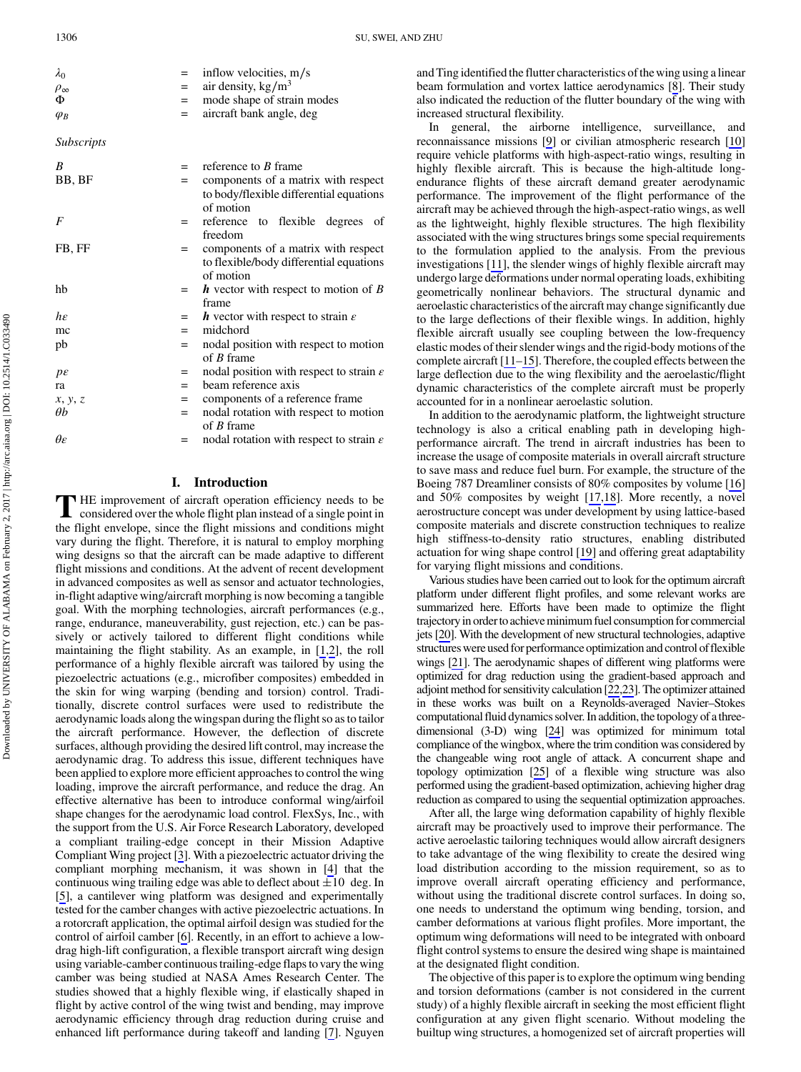| | | |
|---|---|---|
| $\lambda_0$ | = | inflow velocities, m/s |
| $\rho_\infty$ | = | air density, kg/m$^3$ |
| $\Phi$ | = | mode shape of strain modes |
| $\varphi_B$ | = | aircraft bank angle, deg |

*Subscripts*

| | | |
|---|---|---|
| $B$ | = | reference to $B$ frame |
| BB, BF | = | components of a matrix with respect to body/flexible differential equations of motion |
| $F$ | = | reference to flexible degrees of freedom |
| FB, FF | = | components of a matrix with respect to flexible/body differential equations of motion |
| hb | = | $\boldsymbol{h}$ vector with respect to motion of $B$ frame |
| $h\varepsilon$ | = | $\boldsymbol{h}$ vector with respect to strain $\varepsilon$ |
| mc | = | midchord |
| pb | = | nodal position with respect to motion of $B$ frame |
| $p\varepsilon$ | = | nodal position with respect to strain $\varepsilon$ |
| ra | = | beam reference axis |
| $x, y, z$ | = | components of a reference frame |
| $\theta b$ | = | nodal rotation with respect to motion of $B$ frame |
| $\theta\varepsilon$ | = | nodal rotation with respect to strain $\varepsilon$ |

## I. Introduction

THE improvement of aircraft operation efficiency needs to be considered over the whole flight plan instead of a single point in the flight envelope, since the flight missions and conditions might vary during the flight. Therefore, it is natural to employ morphing wing designs so that the aircraft can be made adaptive to different flight missions and conditions. At the advent of recent development in advanced composites as well as sensor and actuator technologies, in-flight adaptive wing/aircraft morphing is now becoming a tangible goal. With the morphing technologies, aircraft performances (e.g., range, endurance, maneuverability, gust rejection, etc.) can be passively or actively tailored to different flight conditions while maintaining the flight stability. As an example, in [1,2], the roll performance of a highly flexible aircraft was tailored by using the piezoelectric actuations (e.g., microfiber composites) embedded in the skin for wing warping (bending and torsion) control. Traditionally, discrete control surfaces were used to redistribute the aerodynamic loads along the wingspan during the flight so as to tailor the aircraft performance. However, the deflection of discrete surfaces, although providing the desired lift control, may increase the aerodynamic drag. To address this issue, different techniques have been applied to explore more efficient approaches to control the wing loading, improve the aircraft performance, and reduce the drag. An effective alternative has been to introduce conformal wing/airfoil shape changes for the aerodynamic load control. FlexSys, Inc., with the support from the U.S. Air Force Research Laboratory, developed a compliant trailing-edge concept in their Mission Adaptive Compliant Wing project [3]. With a piezoelectric actuator driving the compliant morphing mechanism, it was shown in [4] that the continuous wing trailing edge was able to deflect about $\pm 10$ deg. In [5], a cantilever wing platform was designed and experimentally tested for the camber changes with active piezoelectric actuations. In a rotorcraft application, the optimal airfoil design was studied for the control of airfoil camber [6]. Recently, in an effort to achieve a low-drag high-lift configuration, a flexible transport aircraft wing design using variable-camber continuous trailing-edge flaps to vary the wing camber was being studied at NASA Ames Research Center. The studies showed that a highly flexible wing, if elastically shaped in flight by active control of the wing twist and bending, may improve aerodynamic efficiency through drag reduction during cruise and enhanced lift performance during takeoff and landing [7]. Nguyen and Ting identified the flutter characteristics of the wing using a linear beam formulation and vortex lattice aerodynamics [8]. Their study also indicated the reduction of the flutter boundary of the wing with increased structural flexibility.

In general, the airborne intelligence, surveillance, and reconnaissance missions [9] or civilian atmospheric research [10] require vehicle platforms with high-aspect-ratio wings, resulting in highly flexible aircraft. This is because the high-altitude long-endurance flights of these aircraft demand greater aerodynamic performance. The improvement of the flight performance of the aircraft may be achieved through the high-aspect-ratio wings, as well as the lightweight, highly flexible structures. The high flexibility associated with the wing structures brings some special requirements to the formulation applied to the analysis. From the previous investigations [11], the slender wings of highly flexible aircraft may undergo large deformations under normal operating loads, exhibiting geometrically nonlinear behaviors. The structural dynamic and aeroelastic characteristics of the aircraft may change significantly due to the large deflections of their flexible wings. In addition, highly flexible aircraft usually see coupling between the low-frequency elastic modes of their slender wings and the rigid-body motions of the complete aircraft [11–15]. Therefore, the coupled effects between the large deflection due to the wing flexibility and the aeroelastic/flight dynamic characteristics of the complete aircraft must be properly accounted for in a nonlinear aeroelastic solution.

In addition to the aerodynamic platform, the lightweight structure technology is also a critical enabling path in developing high-performance aircraft. The trend in aircraft industries has been to increase the usage of composite materials in overall aircraft structure to save mass and reduce fuel burn. For example, the structure of the Boeing 787 Dreamliner consists of 80% composites by volume [16] and 50% composites by weight [17,18]. More recently, a novel aerostructure concept was under development by using lattice-based composite materials and discrete construction techniques to realize high stiffness-to-density ratio structures, enabling distributed actuation for wing shape control [19] and offering great adaptability for varying flight missions and conditions.

Various studies have been carried out to look for the optimum aircraft platform under different flight profiles, and some relevant works are summarized here. Efforts have been made to optimize the flight trajectory in order to achieve minimum fuel consumption for commercial jets [20]. With the development of new structural technologies, adaptive structures were used for performance optimization and control of flexible wings [21]. The aerodynamic shapes of different wing platforms were optimized for drag reduction using the gradient-based approach and adjoint method for sensitivity calculation [22,23]. The optimizer attained in these works was built on a Reynolds-averaged Navier–Stokes computational fluid dynamics solver. In addition, the topology of a three-dimensional (3-D) wing [24] was optimized for minimum total compliance of the wingbox, where the trim condition was considered by the changeable wing root angle of attack. A concurrent shape and topology optimization [25] of a flexible wing structure was also performed using the gradient-based optimization, achieving higher drag reduction as compared to using the sequential optimization approaches.

After all, the large wing deformation capability of highly flexible aircraft may be proactively used to improve their performance. The active aeroelastic tailoring techniques would allow aircraft designers to take advantage of the wing flexibility to create the desired wing load distribution according to the mission requirement, so as to improve overall aircraft operating efficiency and performance, without using the traditional discrete control surfaces. In doing so, one needs to understand the optimum wing bending, torsion, and camber deformations at various flight profiles. More important, the optimum wing deformations will need to be integrated with onboard flight control systems to ensure the desired wing shape is maintained at the designated flight condition.

The objective of this paper is to explore the optimum wing bending and torsion deformations (camber is not considered in the current study) of a highly flexible aircraft in seeking the most efficient flight configuration at any given flight scenario. Without modeling the builtup wing structures, a homogenized set of aircraft properties will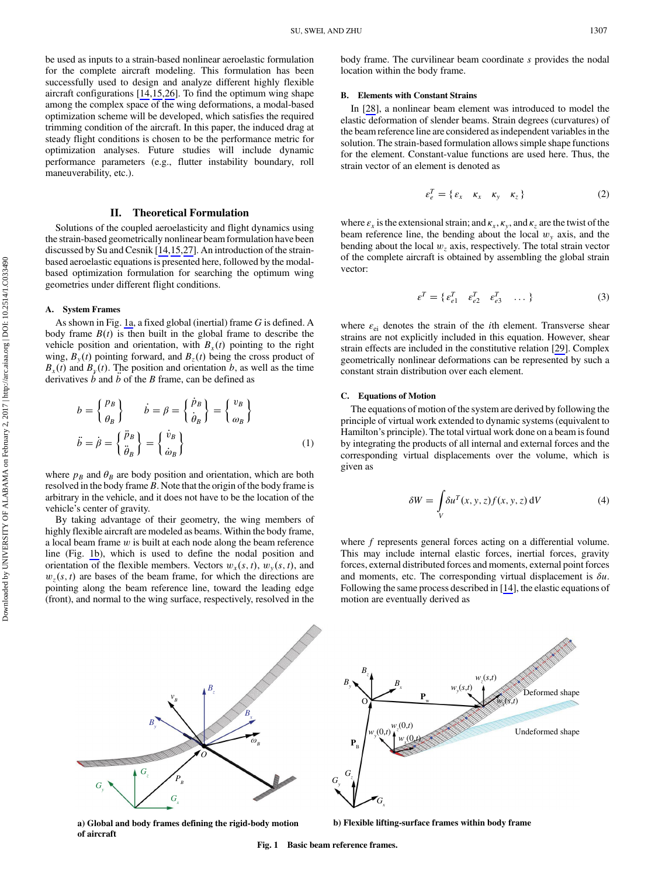be used as inputs to a strain-based nonlinear aeroelastic formulation for the complete aircraft modeling. This formulation has been successfully used to design and analyze different highly flexible aircraft configurations [14,15,26]. To find the optimum wing shape among the complex space of the wing deformations, a modal-based optimization scheme will be developed, which satisfies the required trimming condition of the aircraft. In this paper, the induced drag at steady flight conditions is chosen to be the performance metric for optimization analyses. Future studies will include dynamic performance parameters (e.g., flutter instability boundary, roll maneuverability, etc.).

## II. Theoretical Formulation

Solutions of the coupled aeroelasticity and flight dynamics using the strain-based geometrically nonlinear beam formulation have been discussed by Su and Cesnik [14,15,27]. An introduction of the strain-based aeroelastic equations is presented here, followed by the modal-based optimization formulation for searching the optimum wing geometries under different flight conditions.

### A. System Frames

As shown in Fig. 1a, a fixed global (inertial) frame $G$ is defined. A body frame $B(t)$ is then built in the global frame to describe the vehicle position and orientation, with $B_x(t)$ pointing to the right wing, $B_y(t)$ pointing forward, and $B_z(t)$ being the cross product of $B_x(t)$ and $B_y(t)$. The position and orientation $b$, as well as the time derivatives $\dot{b}$ and $\ddot{b}$ of the $B$ frame, can be defined as

$$
b = \begin{Bmatrix} p_B \\ \theta_B \end{Bmatrix} \qquad \dot{b} = \beta = \begin{Bmatrix} \dot{p}_B \\ \dot{\theta}_B \end{Bmatrix} = \begin{Bmatrix} v_B \\ \omega_B \end{Bmatrix}
$$
$$
\ddot{b} = \dot{\beta} = \begin{Bmatrix} \ddot{p}_B \\ \ddot{\theta}_B \end{Bmatrix} = \begin{Bmatrix} \dot{v}_B \\ \dot{\omega}_B \end{Bmatrix} \tag{1}
$$

where $p_B$ and $\theta_B$ are body position and orientation, which are both resolved in the body frame $B$. Note that the origin of the body frame is arbitrary in the vehicle, and it does not have to be the location of the vehicle's center of gravity.

By taking advantage of their geometry, the wing members of highly flexible aircraft are modeled as beams. Within the body frame, a local beam frame $w$ is built at each node along the beam reference line (Fig. 1b), which is used to define the nodal position and orientation of the flexible members. Vectors $w_x(s,t)$, $w_y(s,t)$, and $w_z(s,t)$ are bases of the beam frame, for which the directions are pointing along the beam reference line, toward the leading edge (front), and normal to the wing surface, respectively, resolved in the body frame. The curvilinear beam coordinate $s$ provides the nodal location within the body frame.

### B. Elements with Constant Strains

In [28], a nonlinear beam element was introduced to model the elastic deformation of slender beams. Strain degrees (curvatures) of the beam reference line are considered as independent variables in the solution. The strain-based formulation allows simple shape functions for the element. Constant-value functions are used here. Thus, the strain vector of an element is denoted as

$$
\varepsilon_e^T = \{\, \varepsilon_x \quad \kappa_x \quad \kappa_y \quad \kappa_z \,\} \tag{2}
$$

where $\varepsilon_x$ is the extensional strain; and $\kappa_x$, $\kappa_y$, and $\kappa_z$ are the twist of the beam reference line, the bending about the local $w_y$ axis, and the bending about the local $w_z$ axis, respectively. The total strain vector of the complete aircraft is obtained by assembling the global strain vector:

$$
\varepsilon^T = \{\, \varepsilon_{e1}^T \quad \varepsilon_{e2}^T \quad \varepsilon_{e3}^T \quad \ldots \,\} \tag{3}
$$

where $\varepsilon_{ei}$ denotes the strain of the $i$th element. Transverse shear strains are not explicitly included in this equation. However, shear strain effects are included in the constitutive relation [29]. Complex geometrically nonlinear deformations can be represented by such a constant strain distribution over each element.

### C. Equations of Motion

The equations of motion of the system are derived by following the principle of virtual work extended to dynamic systems (equivalent to Hamilton's principle). The total virtual work done on a beam is found by integrating the products of all internal and external forces and the corresponding virtual displacements over the volume, which is given as

$$
\delta W = \int_V \delta u^T(x,y,z) f(x,y,z)\, \mathrm{d}V \tag{4}
$$

where $f$ represents general forces acting on a differential volume. This may include internal elastic forces, inertial forces, gravity forces, external distributed forces and moments, external point forces and moments, etc. The corresponding virtual displacement is $\delta u$. Following the same process described in [14], the elastic equations of motion are eventually derived as

**a) Global and body frames defining the rigid-body motion of aircraft**

**b) Flexible lifting-surface frames within body frame**

**Fig. 1 Basic beam reference frames.**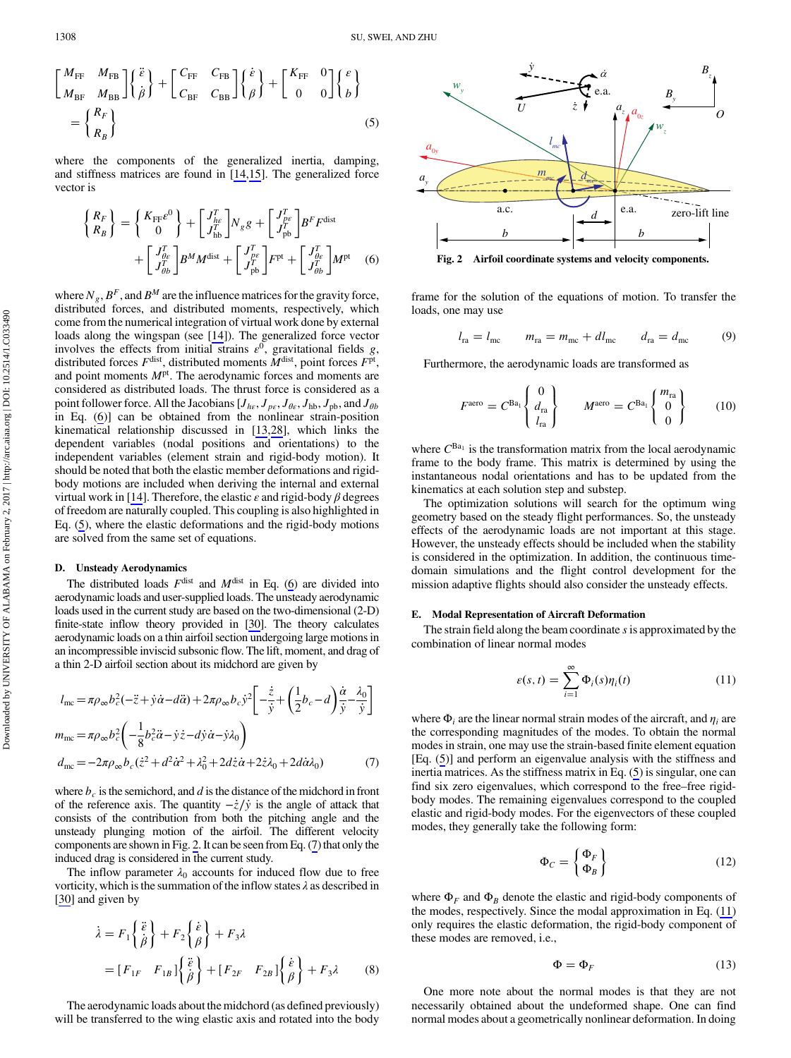$$
\begin{bmatrix} M_{FF} & M_{FB} \\ M_{BF} & M_{BB} \end{bmatrix} \begin{Bmatrix} \ddot{\varepsilon} \\ \dot{\beta} \end{Bmatrix} + \begin{bmatrix} C_{FF} & C_{FB} \\ C_{BF} & C_{BB} \end{bmatrix} \begin{Bmatrix} \dot{\varepsilon} \\ \beta \end{Bmatrix} + \begin{bmatrix} K_{FF} & 0 \\ 0 & 0 \end{bmatrix} \begin{Bmatrix} \varepsilon \\ b \end{Bmatrix} = \begin{Bmatrix} R_F \\ R_B \end{Bmatrix} \tag{5}
$$

where the components of the generalized inertia, damping, and stiffness matrices are found in [14,15]. The generalized force vector is

$$
\begin{Bmatrix} R_F \\ R_B \end{Bmatrix} = \begin{Bmatrix} K_{FF}\varepsilon^0 \\ 0 \end{Bmatrix} + \begin{bmatrix} J_{h\varepsilon}^T \\ J_{hb}^T \end{bmatrix} N_g g + \begin{bmatrix} J_{p\varepsilon}^T \\ J_{pb}^T \end{bmatrix} B^F F^{\text{dist}} + \begin{bmatrix} J_{\theta\varepsilon}^T \\ J_{\theta b}^T \end{bmatrix} B^M M^{\text{dist}} + \begin{bmatrix} J_{p\varepsilon}^T \\ J_{pb}^T \end{bmatrix} F^{\text{pt}} + \begin{bmatrix} J_{\theta\varepsilon}^T \\ J_{\theta b}^T \end{bmatrix} M^{\text{pt}} \tag{6}
$$

where $N_g$, $B^F$, and $B^M$ are the influence matrices for the gravity force, distributed forces, and distributed moments, respectively, which come from the numerical integration of virtual work done by external loads along the wingspan (see [14]). The generalized force vector involves the effects from initial strains $\varepsilon^0$, gravitational fields $g$, distributed forces $F^{\text{dist}}$, distributed moments $M^{\text{dist}}$, point forces $F^{\text{pt}}$, and point moments $M^{\text{pt}}$. The aerodynamic forces and moments are considered as distributed loads. The thrust force is considered as a point follower force. All the Jacobians [$J_{h\varepsilon}$, $J_{p\varepsilon}$, $J_{\theta\varepsilon}$, $J_{hb}$, $J_{pb}$, and $J_{\theta b}$ in Eq. (6)] can be obtained from the nonlinear strain-position kinematical relationship discussed in [13,28], which links the dependent variables (nodal positions and orientations) to the independent variables (element strain and rigid-body motion). It should be noted that both the elastic member deformations and rigid-body motions are included when deriving the internal and external virtual work in [14]. Therefore, the elastic $\varepsilon$ and rigid-body $\beta$ degrees of freedom are naturally coupled. This coupling is also highlighted in Eq. (5), where the elastic deformations and the rigid-body motions are solved from the same set of equations.

### D. Unsteady Aerodynamics

The distributed loads $F^{\text{dist}}$ and $M^{\text{dist}}$ in Eq. (6) are divided into aerodynamic loads and user-supplied loads. The unsteady aerodynamic loads used in the current study are based on the two-dimensional (2-D) finite-state inflow theory provided in [30]. The theory calculates aerodynamic loads on a thin airfoil section undergoing large motions in an incompressible inviscid subsonic flow. The lift, moment, and drag of a thin 2-D airfoil section about its midchord are given by

$$
\begin{aligned}
l_{mc} &= \pi\rho_\infty b_c^2(-\ddot{z} + \dot{y}\dot{\alpha} - d\ddot{\alpha}) + 2\pi\rho_\infty b_c \dot{y}^2\left[-\frac{\dot{z}}{\dot{y}} + \left(\frac{1}{2}b_c - d\right)\frac{\dot{\alpha}}{\dot{y}} - \frac{\lambda_0}{\dot{y}}\right] \\
m_{mc} &= \pi\rho_\infty b_c^2\left(-\frac{1}{8}b_c^2\ddot{\alpha} - \dot{y}\dot{z} - d\dot{y}\dot{\alpha} - \dot{y}\lambda_0\right) \\
d_{mc} &= -2\pi\rho_\infty b_c(\dot{z}^2 + d^2\dot{\alpha}^2 + \lambda_0^2 + 2d\dot{z}\dot{\alpha} + 2\dot{z}\lambda_0 + 2d\dot{\alpha}\lambda_0)
\end{aligned} \tag{7}
$$

where $b_c$ is the semichord, and $d$ is the distance of the midchord in front of the reference axis. The quantity $-\dot{z}/\dot{y}$ is the angle of attack that consists of the contribution from both the pitching angle and the unsteady plunging motion of the airfoil. The different velocity components are shown in Fig. 2. It can be seen from Eq. (7) that only the induced drag is considered in the current study.

The inflow parameter $\lambda_0$ accounts for induced flow due to free vorticity, which is the summation of the inflow states $\lambda$ as described in [30] and given by

$$
\dot{\lambda} = F_1\begin{Bmatrix} \ddot{\varepsilon} \\ \dot{\beta} \end{Bmatrix} + F_2\begin{Bmatrix} \dot{\varepsilon} \\ \beta \end{Bmatrix} + F_3\lambda = [F_{1F} \quad F_{1B}]\begin{Bmatrix} \ddot{\varepsilon} \\ \dot{\beta} \end{Bmatrix} + [F_{2F} \quad F_{2B}]\begin{Bmatrix} \dot{\varepsilon} \\ \beta \end{Bmatrix} + F_3\lambda \tag{8}
$$

The aerodynamic loads about the midchord (as defined previously) will be transferred to the wing elastic axis and rotated into the body frame for the solution of the equations of motion. To transfer the loads, one may use

**Fig. 2 Airfoil coordinate systems and velocity components.**

$$
l_{ra} = l_{mc} \qquad m_{ra} = m_{mc} + d l_{mc} \qquad d_{ra} = d_{mc} \tag{9}
$$

Furthermore, the aerodynamic loads are transformed as

$$
F^{\text{aero}} = C^{\text{Ba}_1}\begin{Bmatrix} 0 \\ d_{ra} \\ l_{ra} \end{Bmatrix} \qquad M^{\text{aero}} = C^{\text{Ba}_1}\begin{Bmatrix} m_{ra} \\ 0 \\ 0 \end{Bmatrix} \tag{10}
$$

where $C^{\text{Ba}_1}$ is the transformation matrix from the local aerodynamic frame to the body frame. This matrix is determined by using the instantaneous nodal orientations and has to be updated from the kinematics at each solution step and substep.

The optimization solutions will search for the optimum wing geometry based on the steady flight performances. So, the unsteady effects of the aerodynamic loads are not important at this stage. However, the unsteady effects should be included when the stability is considered in the optimization. In addition, the continuous time-domain simulations and the flight control development for the mission adaptive flights should also consider the unsteady effects.

### E. Modal Representation of Aircraft Deformation

The strain field along the beam coordinate $s$ is approximated by the combination of linear normal modes

$$
\varepsilon(s,t) = \sum_{i=1}^{\infty} \Phi_i(s)\eta_i(t) \tag{11}
$$

where $\Phi_i$ are the linear normal strain modes of the aircraft, and $\eta_i$ are the corresponding magnitudes of the modes. To obtain the normal modes in strain, one may use the strain-based finite element equation [Eq. (5)] and perform an eigenvalue analysis with the stiffness and inertia matrices. As the stiffness matrix in Eq. (5) is singular, one can find six zero eigenvalues, which correspond to the free–free rigid-body modes. The remaining eigenvalues correspond to the coupled elastic and rigid-body modes. For the eigenvectors of these coupled modes, they generally take the following form:

$$
\Phi_C = \begin{Bmatrix} \Phi_F \\ \Phi_B \end{Bmatrix} \tag{12}
$$

where $\Phi_F$ and $\Phi_B$ denote the elastic and rigid-body components of the modes, respectively. Since the modal approximation in Eq. (11) only requires the elastic deformation, the rigid-body component of these modes are removed, i.e.,

$$
\Phi = \Phi_F \tag{13}
$$

One more note about the normal modes is that they are not necessarily obtained about the undeformed shape. One can find normal modes about a geometrically nonlinear deformation. In doing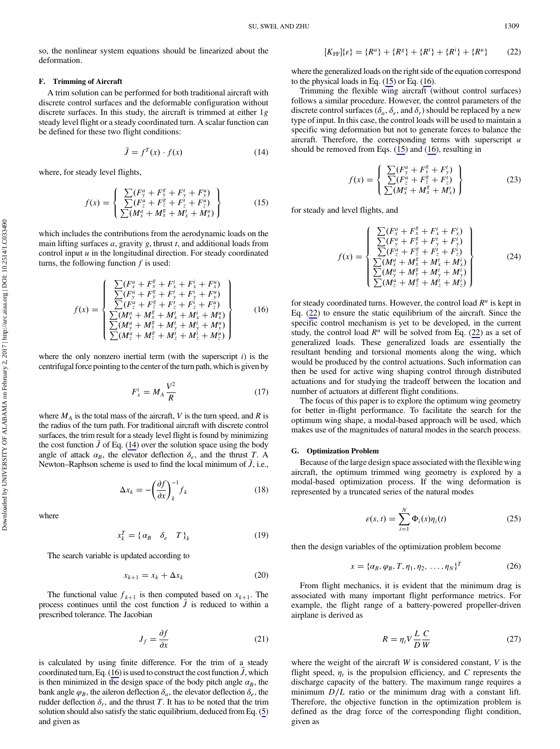so, the nonlinear system equations should be linearized about the deformation.

### F. Trimming of Aircraft

A trim solution can be performed for both traditional aircraft with discrete control surfaces and the deformable configuration without discrete surfaces. In this study, the aircraft is trimmed at either 1$g$ steady level flight or a steady coordinated turn. A scalar function can be defined for these two flight conditions:

$$\bar{J} = f^T(x) \cdot f(x) \tag{14}$$

where, for steady level flights,

$$f(x) = \begin{Bmatrix} \sum(F_y^a + F_y^g + F_y^t + F_y^u) \\ \sum(F_z^a + F_z^g + F_z^t + F_z^u) \\ \sum(M_x^a + M_x^g + M_x^t + M_x^u) \end{Bmatrix} \tag{15}$$

which includes the contributions from the aerodynamic loads on the main lifting surfaces $a$, gravity $g$, thrust $t$, and additional loads from control input $u$ in the longitudinal direction. For steady coordinated turns, the following function $f$ is used:

$$f(x) = \begin{Bmatrix} \sum(F_x^a + F_x^g + F_x^t + F_x^i + F_x^u) \\ \sum(F_y^a + F_y^g + F_y^t + F_y^i + F_y^u) \\ \sum(F_z^a + F_z^g + F_z^t + F_z^i + F_z^u) \\ \sum(M_x^a + M_x^g + M_x^t + M_x^i + M_x^u) \\ \sum(M_y^a + M_y^g + M_y^t + M_y^i + M_y^u) \\ \sum(M_z^a + M_z^g + M_z^t + M_z^i + M_z^u) \end{Bmatrix} \tag{16}$$

where the only nonzero inertial term (with the superscript $i$) is the centrifugal force pointing to the center of the turn path, which is given by

$$F_x^i = M_A \frac{V^2}{R} \tag{17}$$

where $M_A$ is the total mass of the aircraft, $V$ is the turn speed, and $R$ is the radius of the turn path. For traditional aircraft with discrete control surfaces, the trim result for a steady level flight is found by minimizing the cost function $\bar{J}$ of Eq. (14) over the solution space using the body angle of attack $\alpha_B$, the elevator deflection $\delta_e$, and the thrust $T$. A Newton–Raphson scheme is used to find the local minimum of $\bar{J}$, i.e.,

$$\Delta x_k = -\left(\frac{\partial f}{\partial x}\right)_k^{-1} f_k \tag{18}$$

where

$$x_k^T = \{\, \alpha_B \quad \delta_e \quad T \,\}_k \tag{19}$$

The search variable is updated according to

$$x_{k+1} = x_k + \Delta x_k \tag{20}$$

The functional value $f_{k+1}$ is then computed based on $x_{k+1}$. The process continues until the cost function $\bar{J}$ is reduced to within a prescribed tolerance. The Jacobian

$$J_f = \frac{\partial f}{\partial x} \tag{21}$$

is calculated by using finite difference. For the trim of a steady coordinated turn, Eq. (16) is used to construct the cost function $\bar{J}$, which is then minimized in the design space of the body pitch angle $\alpha_B$, the bank angle $\varphi_B$, the aileron deflection $\delta_a$, the elevator deflection $\delta_e$, the rudder deflection $\delta_r$, and the thrust $T$. It has to be noted that the trim solution should also satisfy the static equilibrium, deduced from Eq. (5) and given as

$$[K_{\mathrm{FF}}]\{\varepsilon\} = \{R^a\} + \{R^g\} + \{R^t\} + \{R^i\} + \{R^u\} \tag{22}$$

where the generalized loads on the right side of the equation correspond to the physical loads in Eq. (15) or Eq. (16).

Trimming the flexible wing aircraft (without control surfaces) follows a similar procedure. However, the control parameters of the discrete control surfaces ($\delta_a$, $\delta_e$, and $\delta_r$) should be replaced by a new type of input. In this case, the control loads will be used to maintain a specific wing deformation but not to generate forces to balance the aircraft. Therefore, the corresponding terms with superscript $u$ should be removed from Eqs. (15) and (16), resulting in

$$f(x) = \begin{Bmatrix} \sum(F_y^a + F_y^g + F_y^t) \\ \sum(F_z^a + F_z^g + F_z^t) \\ \sum(M_x^a + M_x^g + M_x^t) \end{Bmatrix} \tag{23}$$

for steady and level flights, and

$$f(x) = \begin{Bmatrix} \sum(F_x^a + F_x^g + F_x^t + F_x^i) \\ \sum(F_y^a + F_y^g + F_y^t + F_y^i) \\ \sum(F_z^a + F_z^g + F_z^t + F_z^i) \\ \sum(M_x^a + M_x^g + M_x^t + M_x^i) \\ \sum(M_y^a + M_y^g + M_y^t + M_y^i) \\ \sum(M_z^a + M_z^g + M_z^t + M_z^i) \end{Bmatrix} \tag{24}$$

for steady coordinated turns. However, the control load $R^u$ is kept in Eq. (22) to ensure the static equilibrium of the aircraft. Since the specific control mechanism is yet to be developed, in the current study, the control load $R^u$ will be solved from Eq. (22) as a set of generalized loads. These generalized loads are essentially the resultant bending and torsional moments along the wing, which would be produced by the control actuations. Such information can then be used for active wing shaping control through distributed actuations and for studying the tradeoff between the location and number of actuators at different flight conditions.

The focus of this paper is to explore the optimum wing geometry for better in-flight performance. To facilitate the search for the optimum wing shape, a modal-based approach will be used, which makes use of the magnitudes of natural modes in the search process.

### G. Optimization Problem

Because of the large design space associated with the flexible wing aircraft, the optimum trimmed wing geometry is explored by a modal-based optimization process. If the wing deformation is represented by a truncated series of the natural modes

$$\varepsilon(s,t) = \sum_{i=1}^{N} \Phi_i(s)\eta_i(t) \tag{25}$$

then the design variables of the optimization problem become

$$x = \{\alpha_B, \varphi_B, T, \eta_1, \eta_2, \ldots, \eta_N\}^T \tag{26}$$

From flight mechanics, it is evident that the minimum drag is associated with many important flight performance metrics. For example, the flight range of a battery-powered propeller-driven airplane is derived as

$$R = \eta_t V \frac{L}{D} \frac{C}{W} \tag{27}$$

where the weight of the aircraft $W$ is considered constant, $V$ is the flight speed, $\eta_t$ is the propulsion efficiency, and $C$ represents the discharge capacity of the battery. The maximum range requires a minimum $D/L$ ratio or the minimum drag with a constant lift. Therefore, the objective function in the optimization problem is defined as the drag force of the corresponding flight condition, given as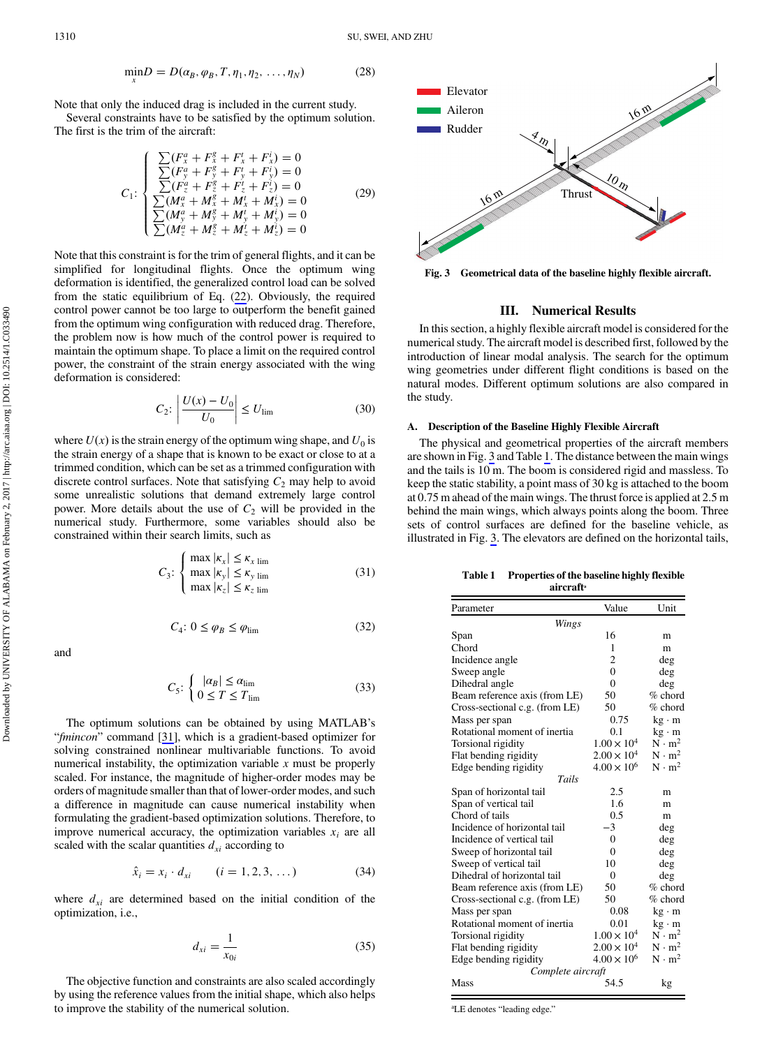$$\min_x D = D(\alpha_B, \varphi_B, T, \eta_1, \eta_2, \ldots, \eta_N) \tag{28}$$

Note that only the induced drag is included in the current study.

Several constraints have to be satisfied by the optimum solution. The first is the trim of the aircraft:

$$C_1: \begin{cases} \sum(F_x^a + F_x^g + F_x^t + F_x^i) = 0 \\ \sum(F_y^a + F_y^g + F_y^t + F_y^i) = 0 \\ \sum(F_z^a + F_z^g + F_z^t + F_z^i) = 0 \\ \sum(M_x^a + M_x^g + M_x^t + M_x^i) = 0 \\ \sum(M_y^a + M_y^g + M_y^t + M_y^i) = 0 \\ \sum(M_z^a + M_z^g + M_z^t + M_z^i) = 0 \end{cases} \tag{29}$$

Note that this constraint is for the trim of general flights, and it can be simplified for longitudinal flights. Once the optimum wing deformation is identified, the generalized control load can be solved from the static equilibrium of Eq. (22). Obviously, the required control power cannot be too large to outperform the benefit gained from the optimum wing configuration with reduced drag. Therefore, the problem now is how much of the control power is required to maintain the optimum shape. To place a limit on the required control power, the constraint of the strain energy associated with the wing deformation is considered:

$$C_2: \left| \frac{U(x) - U_0}{U_0} \right| \le U_{\text{lim}} \tag{30}$$

where $U(x)$ is the strain energy of the optimum wing shape, and $U_0$ is the strain energy of a shape that is known to be exact or close to at a trimmed condition, which can be set as a trimmed configuration with discrete control surfaces. Note that satisfying $C_2$ may help to avoid some unrealistic solutions that demand extremely large control power. More details about the use of $C_2$ will be provided in the numerical study. Furthermore, some variables should also be constrained within their search limits, such as

$$C_3: \begin{cases} \max|\kappa_x| \le \kappa_{x\ \text{lim}} \\ \max|\kappa_y| \le \kappa_{y\ \text{lim}} \\ \max|\kappa_z| \le \kappa_{z\ \text{lim}} \end{cases} \tag{31}$$

$$C_4: 0 \le \varphi_B \le \varphi_{\text{lim}} \tag{32}$$

and

$$C_5: \begin{cases} |\alpha_B| \le \alpha_{\text{lim}} \\ 0 \le T \le T_{\text{lim}} \end{cases} \tag{33}$$

The optimum solutions can be obtained by using MATLAB's "*fmincon*" command [31], which is a gradient-based optimizer for solving constrained nonlinear multivariable functions. To avoid numerical instability, the optimization variable $x$ must be properly scaled. For instance, the magnitude of higher-order modes may be orders of magnitude smaller than that of lower-order modes, and such a difference in magnitude can cause numerical instability when formulating the gradient-based optimization solutions. Therefore, to improve numerical accuracy, the optimization variables $x_i$ are all scaled with the scalar quantities $d_{xi}$ according to

$$\hat{x}_i = x_i \cdot d_{xi} \qquad (i = 1, 2, 3, \ldots) \tag{34}$$

where $d_{xi}$ are determined based on the initial condition of the optimization, i.e.,

$$d_{xi} = \frac{1}{x_{0i}} \tag{35}$$

The objective function and constraints are also scaled accordingly by using the reference values from the initial shape, which also helps to improve the stability of the numerical solution.

**Fig. 3 Geometrical data of the baseline highly flexible aircraft.**

## III. Numerical Results

In this section, a highly flexible aircraft model is considered for the numerical study. The aircraft model is described first, followed by the introduction of linear modal analysis. The search for the optimum wing geometries under different flight conditions is based on the natural modes. Different optimum solutions are also compared in the study.

### A. Description of the Baseline Highly Flexible Aircraft

The physical and geometrical properties of the aircraft members are shown in Fig. 3 and Table 1. The distance between the main wings and the tails is 10 m. The boom is considered rigid and massless. To keep the static stability, a point mass of 30 kg is attached to the boom at 0.75 m ahead of the main wings. The thrust force is applied at 2.5 m behind the main wings, which always points along the boom. Three sets of control surfaces are defined for the baseline vehicle, as illustrated in Fig. 3. The elevators are defined on the horizontal tails,

**Table 1 Properties of the baseline highly flexible aircraft[a]**

| Parameter | Value | Unit |
|---|---|---|
| *Wings* | | |
| Span | 16 | m |
| Chord | 1 | m |
| Incidence angle | 2 | deg |
| Sweep angle | 0 | deg |
| Dihedral angle | 0 | deg |
| Beam reference axis (from LE) | 50 | % chord |
| Cross-sectional c.g. (from LE) | 50 | % chord |
| Mass per span | 0.75 | kg · m |
| Rotational moment of inertia | 0.1 | kg · m |
| Torsional rigidity | $1.00 \times 10^4$ | $\text{N} \cdot \text{m}^2$ |
| Flat bending rigidity | $2.00 \times 10^4$ | $\text{N} \cdot \text{m}^2$ |
| Edge bending rigidity | $4.00 \times 10^6$ | $\text{N} \cdot \text{m}^2$ |
| *Tails* | | |
| Span of horizontal tail | 2.5 | m |
| Span of vertical tail | 1.6 | m |
| Chord of tails | 0.5 | m |
| Incidence of horizontal tail | −3 | deg |
| Incidence of vertical tail | 0 | deg |
| Sweep of horizontal tail | 0 | deg |
| Sweep of vertical tail | 10 | deg |
| Dihedral of horizontal tail | 0 | deg |
| Beam reference axis (from LE) | 50 | % chord |
| Cross-sectional c.g. (from LE) | 50 | % chord |
| Mass per span | 0.08 | kg · m |
| Rotational moment of inertia | 0.01 | kg · m |
| Torsional rigidity | $1.00 \times 10^4$ | $\text{N} \cdot \text{m}^2$ |
| Flat bending rigidity | $2.00 \times 10^4$ | $\text{N} \cdot \text{m}^2$ |
| Edge bending rigidity | $4.00 \times 10^6$ | $\text{N} \cdot \text{m}^2$ |
| *Complete aircraft* | | |
| Mass | 54.5 | kg |

[a] LE denotes "leading edge."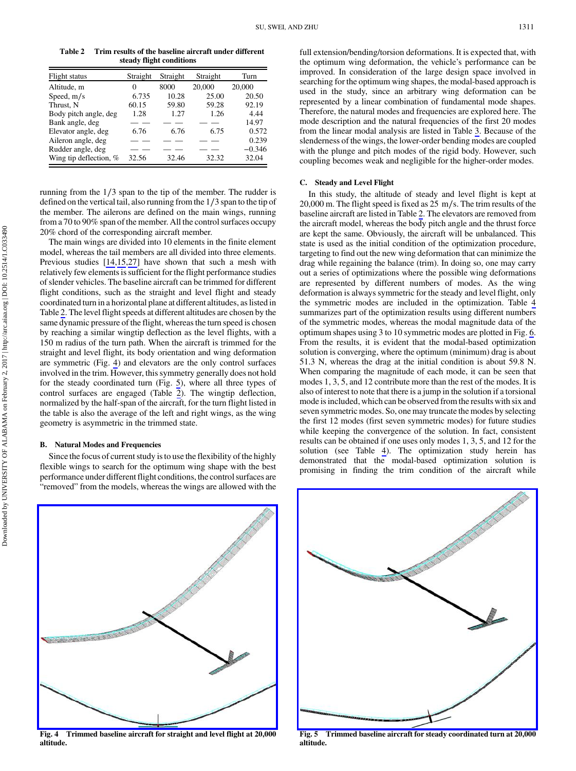**Table 2 Trim results of the baseline aircraft under different steady flight conditions**

| Flight status | Straight | Straight | Straight | Turn |
|---|---|---|---|---|
| Altitude, m | 0 | 8000 | 20,000 | 20,000 |
| Speed, m/s | 6.735 | 10.28 | 25.00 | 20.50 |
| Thrust, N | 60.15 | 59.80 | 59.28 | 92.19 |
| Body pitch angle, deg | 1.28 | 1.27 | 1.26 | 4.44 |
| Bank angle, deg | — — | — — | — — | 14.97 |
| Elevator angle, deg | 6.76 | 6.76 | 6.75 | 0.572 |
| Aileron angle, deg | — — | — — | — — | 0.239 |
| Rudder angle, deg | — — | — — | — — | −0.346 |
| Wing tip deflection, % | 32.56 | 32.46 | 32.32 | 32.04 |

running from the 1/3 span to the tip of the member. The rudder is defined on the vertical tail, also running from the 1/3 span to the tip of the member. The ailerons are defined on the main wings, running from a 70 to 90% span of the member. All the control surfaces occupy 20% chord of the corresponding aircraft member.

The main wings are divided into 10 elements in the finite element model, whereas the tail members are all divided into three elements. Previous studies [14,15,27] have shown that such a mesh with relatively few elements is sufficient for the flight performance studies of slender vehicles. The baseline aircraft can be trimmed for different flight conditions, such as the straight and level flight and steady coordinated turn in a horizontal plane at different altitudes, as listed in Table 2. The level flight speeds at different altitudes are chosen by the same dynamic pressure of the flight, whereas the turn speed is chosen by reaching a similar wingtip deflection as the level flights, with a 150 m radius of the turn path. When the aircraft is trimmed for the straight and level flight, its body orientation and wing deformation are symmetric (Fig. 4) and elevators are the only control surfaces involved in the trim. However, this symmetry generally does not hold for the steady coordinated turn (Fig. 5), where all three types of control surfaces are engaged (Table 2). The wingtip deflection, normalized by the half-span of the aircraft, for the turn flight listed in the table is also the average of the left and right wings, as the wing geometry is asymmetric in the trimmed state.

### B. Natural Modes and Frequencies

Since the focus of current study is to use the flexibility of the highly flexible wings to search for the optimum wing shape with the best performance under different flight conditions, the control surfaces are "removed" from the models, whereas the wings are allowed with the full extension/bending/torsion deformations. It is expected that, with the optimum wing deformation, the vehicle's performance can be improved. In consideration of the large design space involved in searching for the optimum wing shapes, the modal-based approach is used in the study, since an arbitrary wing deformation can be represented by a linear combination of fundamental mode shapes. Therefore, the natural modes and frequencies are explored here. The mode description and the natural frequencies of the first 20 modes from the linear modal analysis are listed in Table 3. Because of the slenderness of the wings, the lower-order bending modes are coupled with the plunge and pitch modes of the rigid body. However, such coupling becomes weak and negligible for the higher-order modes.

### C. Steady and Level Flight

In this study, the altitude of steady and level flight is kept at 20,000 m. The flight speed is fixed as 25 m/s. The trim results of the baseline aircraft are listed in Table 2. The elevators are removed from the aircraft model, whereas the body pitch angle and the thrust force are kept the same. Obviously, the aircraft will be unbalanced. This state is used as the initial condition of the optimization procedure, targeting to find out the new wing deformation that can minimize the drag while regaining the balance (trim). In doing so, one may carry out a series of optimizations where the possible wing deformations are represented by different numbers of modes. As the wing deformation is always symmetric for the steady and level flight, only the symmetric modes are included in the optimization. Table 4 summarizes part of the optimization results using different numbers of the symmetric modes, whereas the modal magnitude data of the optimum shapes using 3 to 10 symmetric modes are plotted in Fig. 6. From the results, it is evident that the modal-based optimization solution is converging, where the optimum (minimum) drag is about 51.3 N, whereas the drag at the initial condition is about 59.8 N. When comparing the magnitude of each mode, it can be seen that modes 1, 3, 5, and 12 contribute more than the rest of the modes. It is also of interest to note that there is a jump in the solution if a torsional mode is included, which can be observed from the results with six and seven symmetric modes. So, one may truncate the modes by selecting the first 12 modes (first seven symmetric modes) for future studies while keeping the convergence of the solution. In fact, consistent results can be obtained if one uses only modes 1, 3, 5, and 12 for the solution (see Table 4). The optimization study herein has demonstrated that the modal-based optimization solution is promising in finding the trim condition of the aircraft while

**Fig. 4 Trimmed baseline aircraft for straight and level flight at 20,000 altitude.**

**Fig. 5 Trimmed baseline aircraft for steady coordinated turn at 20,000 altitude.**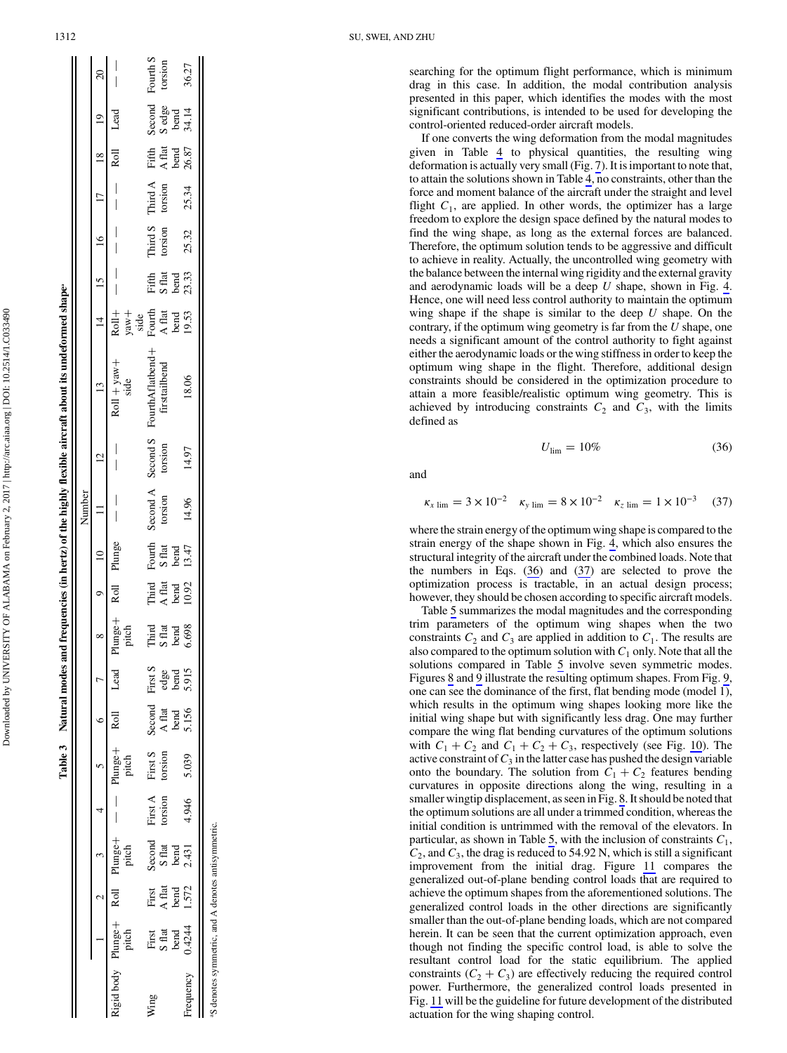Table 3 Natural modes and frequencies (in hertz) of the highly flexible aircraft about its undeformed shape[a]

| | Number | | | | | | | | | | | | | | | | | | | |
|---|---|---|---|---|---|---|---|---|---|---|---|---|---|---|---|---|---|---|---|---|
| | 1 | 2 | 3 | 4 | 5 | 6 | 7 | 8 | 9 | 10 | 11 | 12 | 13 | 14 | 15 | 16 | 17 | 18 | 19 | 20 |
| Rigid body | Plunge+ pitch | Roll | Plunge+ pitch | — — | Plunge+ pitch | Roll | Lead | Plunge+ pitch | Roll | Plunge | — — | — — | Roll + yaw+ side | Roll+ yaw+ side | — — | — — | — — | Roll | Lead | — — |
| Wing | First S flat bend | First A flat bend | Second S flat bend | First A torsion | First S torsion | Second A flat bend | First S edge bend | Third S flat bend | Third A flat bend | Fourth S flat bend | Second A torsion | Second S torsion | FourthAflatbend+ firsttailbend | Fourth A flat bend | Fifth S flat bend | Third S torsion | Third A torsion | Fifth A flat bend | Second S edge bend | Fourth S torsion |
| Frequency | 0.4244 | 1.572 | 2.431 | 4.946 | 5.039 | 5.156 | 5.915 | 6.698 | 10.92 | 13.47 | 14.96 | 14.97 | 18.06 | 19.53 | 23.33 | 25.32 | 25.34 | 26.87 | 34.14 | 36.27 |

[a]S denotes symmetric, and A denotes antisymmetric.

searching for the optimum flight performance, which is minimum drag in this case. In addition, the modal contribution analysis presented in this paper, which identifies the modes with the most significant contributions, is intended to be used for developing the control-oriented reduced-order aircraft models.

If one converts the wing deformation from the modal magnitudes given in Table 4 to physical quantities, the resulting wing deformation is actually very small (Fig. 7). It is important to note that, to attain the solutions shown in Table 4, no constraints, other than the force and moment balance of the aircraft under the straight and level flight $C_1$, are applied. In other words, the optimizer has a large freedom to explore the design space defined by the natural modes to find the wing shape, as long as the external forces are balanced. Therefore, the optimum solution tends to be aggressive and difficult to achieve in reality. Actually, the uncontrolled wing geometry with the balance between the internal wing rigidity and the external gravity and aerodynamic loads will be a deep $U$ shape, shown in Fig. 4. Hence, one will need less control authority to maintain the optimum wing shape if the shape is similar to the deep $U$ shape. On the contrary, if the optimum wing geometry is far from the $U$ shape, one needs a significant amount of the control authority to fight against either the aerodynamic loads or the wing stiffness in order to keep the optimum wing shape in the flight. Therefore, additional design constraints should be considered in the optimization procedure to attain a more feasible/realistic optimum wing geometry. This is achieved by introducing constraints $C_2$ and $C_3$, with the limits defined as

$$U_{\lim} = 10\% \tag{36}$$

and

$$\kappa_{x\,\lim} = 3\times10^{-2} \quad \kappa_{y\,\lim} = 8\times10^{-2} \quad \kappa_{z\,\lim} = 1\times10^{-3} \tag{37}$$

where the strain energy of the optimum wing shape is compared to the strain energy of the shape shown in Fig. 4, which also ensures the structural integrity of the aircraft under the combined loads. Note that the numbers in Eqs. (36) and (37) are selected to prove the optimization process is tractable, in an actual design process; however, they should be chosen according to specific aircraft models.

Table 5 summarizes the modal magnitudes and the corresponding trim parameters of the optimum wing shapes when the two constraints $C_2$ and $C_3$ are applied in addition to $C_1$. The results are also compared to the optimum solution with $C_1$ only. Note that all the solutions compared in Table 5 involve seven symmetric modes. Figures 8 and 9 illustrate the resulting optimum shapes. From Fig. 9, one can see the dominance of the first, flat bending mode (model 1), which results in the optimum wing shapes looking more like the initial wing shape but with significantly less drag. One may further compare the wing flat bending curvatures of the optimum solutions with $C_1 + C_2$ and $C_1 + C_2 + C_3$, respectively (see Fig. 10). The active constraint of $C_3$ in the latter case has pushed the design variable onto the boundary. The solution from $C_1 + C_2$ features bending curvatures in opposite directions along the wing, resulting in a smaller wingtip displacement, as seen in Fig. 8. It should be noted that the optimum solutions are all under a trimmed condition, whereas the initial condition is untrimmed with the removal of the elevators. In particular, as shown in Table 5, with the inclusion of constraints $C_1$, $C_2$, and $C_3$, the drag is reduced to 54.92 N, which is still a significant improvement from the initial drag. Figure 11 compares the generalized out-of-plane bending control loads that are required to achieve the optimum shapes from the aforementioned solutions. The generalized control loads in the other directions are significantly smaller than the out-of-plane bending loads, which are not compared herein. It can be seen that the current optimization approach, even though not finding the specific control load, is able to solve the resultant control load for the static equilibrium. The applied constraints ($C_2 + C_3$) are effectively reducing the required control power. Furthermore, the generalized control loads presented in Fig. 11 will be the guideline for future development of the distributed actuation for the wing shaping control.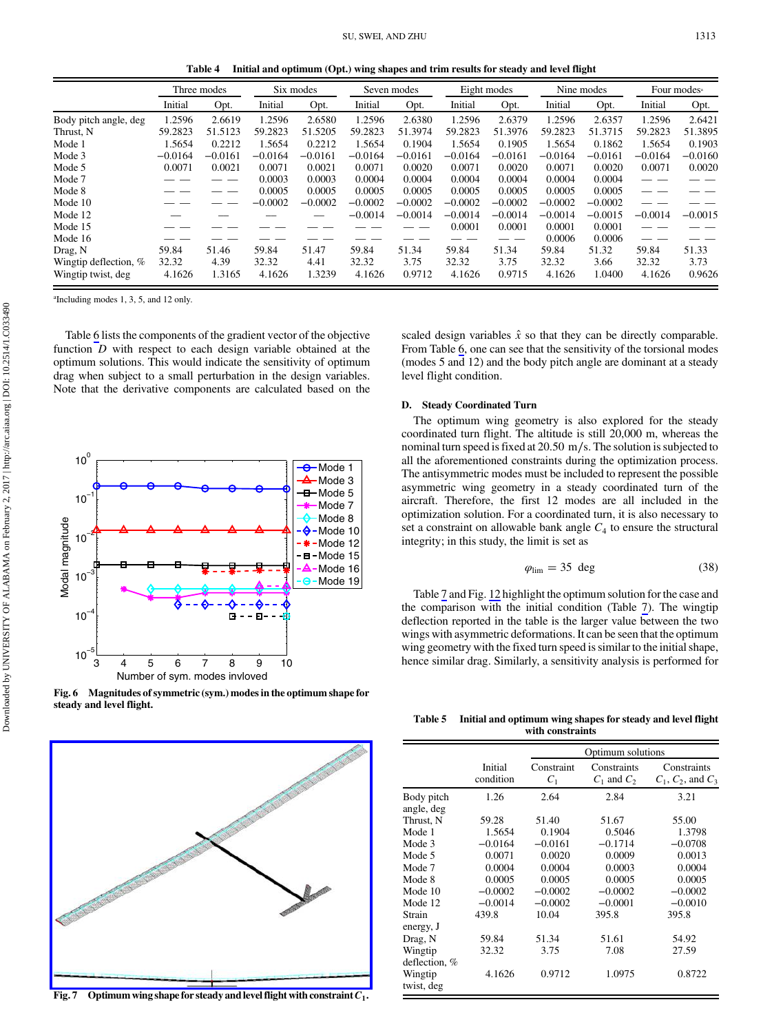**Table 4 Initial and optimum (Opt.) wing shapes and trim results for steady and level flight**

| | Three modes | | Six modes | | Seven modes | | Eight modes | | Nine modes | | Four modes[a] | |
|---|---|---|---|---|---|---|---|---|---|---|---|---|
| | Initial | Opt. | Initial | Opt. | Initial | Opt. | Initial | Opt. | Initial | Opt. | Initial | Opt. |
| Body pitch angle, deg | 1.2596 | 2.6619 | 1.2596 | 2.6580 | 1.2596 | 2.6380 | 1.2596 | 2.6379 | 1.2596 | 2.6357 | 1.2596 | 2.6421 |
| Thrust, N | 59.2823 | 51.5123 | 59.2823 | 51.5205 | 59.2823 | 51.3974 | 59.2823 | 51.3976 | 59.2823 | 51.3715 | 59.2823 | 51.3895 |
| Mode 1 | 1.5654 | 0.2212 | 1.5654 | 0.2212 | 1.5654 | 0.1904 | 1.5654 | 0.1905 | 1.5654 | 0.1862 | 1.5654 | 0.1903 |
| Mode 3 | −0.0164 | −0.0161 | −0.0164 | −0.0161 | −0.0164 | −0.0161 | −0.0164 | −0.0161 | −0.0164 | −0.0161 | −0.0164 | −0.0160 |
| Mode 5 | 0.0071 | 0.0021 | 0.0071 | 0.0021 | 0.0071 | 0.0020 | 0.0071 | 0.0020 | 0.0071 | 0.0020 | 0.0071 | 0.0020 |
| Mode 7 | — — | — — | 0.0003 | 0.0003 | 0.0004 | 0.0004 | 0.0004 | 0.0004 | 0.0004 | 0.0004 | — — | — — |
| Mode 8 | — — | — — | 0.0005 | 0.0005 | 0.0005 | 0.0005 | 0.0005 | 0.0005 | 0.0005 | 0.0005 | — — | — — |
| Mode 10 | — — | — — | −0.0002 | −0.0002 | −0.0002 | −0.0002 | −0.0002 | −0.0002 | −0.0002 | −0.0002 | — — | — — |
| Mode 12 | — | — | — | — | −0.0014 | −0.0014 | −0.0014 | −0.0014 | −0.0014 | −0.0015 | −0.0014 | −0.0015 |
| Mode 15 | — — | — — | — — | — — | — — | — — | 0.0001 | 0.0001 | 0.0001 | 0.0001 | — — | — — |
| Mode 16 | — — | — — | — — | — — | — — | — — | — — | — — | 0.0006 | 0.0006 | — — | — — |
| Drag, N | 59.84 | 51.46 | 59.84 | 51.47 | 59.84 | 51.34 | 59.84 | 51.34 | 59.84 | 51.32 | 59.84 | 51.33 |
| Wingtip deflection, % | 32.32 | 4.39 | 32.32 | 4.41 | 32.32 | 3.75 | 32.32 | 3.75 | 32.32 | 3.66 | 32.32 | 3.73 |
| Wingtip twist, deg | 4.1626 | 1.3165 | 4.1626 | 1.3239 | 4.1626 | 0.9712 | 4.1626 | 0.9715 | 4.1626 | 1.0400 | 4.1626 | 0.9626 |

[a]Including modes 1, 3, 5, and 12 only.

Table 6 lists the components of the gradient vector of the objective function $D$ with respect to each design variable obtained at the optimum solutions. This would indicate the sensitivity of optimum drag when subject to a small perturbation in the design variables. Note that the derivative components are calculated based on the scaled design variables $\hat{x}$ so that they can be directly comparable. From Table 6, one can see that the sensitivity of the torsional modes (modes 5 and 12) and the body pitch angle are dominant at a steady level flight condition.

**Fig. 6 Magnitudes of symmetric (sym.) modes in the optimum shape for steady and level flight.**

**Fig. 7 Optimum wing shape for steady and level flight with constraint $C_1$.**

### D. Steady Coordinated Turn

The optimum wing geometry is also explored for the steady coordinated turn flight. The altitude is still 20,000 m, whereas the nominal turn speed is fixed at 20.50 m/s. The solution is subjected to all the aforementioned constraints during the optimization process. The antisymmetric modes must be included to represent the possible asymmetric wing geometry in a steady coordinated turn of the aircraft. Therefore, the first 12 modes are all included in the optimization solution. For a coordinated turn, it is also necessary to set a constraint on allowable bank angle $C_4$ to ensure the structural integrity; in this study, the limit is set as

$$\varphi_{\text{lim}} = 35 \text{ deg} \tag{38}$$

Table 7 and Fig. 12 highlight the optimum solution for the case and the comparison with the initial condition (Table 7). The wingtip deflection reported in the table is the larger value between the two wings with asymmetric deformations. It can be seen that the optimum wing geometry with the fixed turn speed is similar to the initial shape, hence similar drag. Similarly, a sensitivity analysis is performed for

**Table 5 Initial and optimum wing shapes for steady and level flight with constraints**

| | Initial condition | Optimum solutions | | |
|---|---|---|---|---|
| | | Constraint $C_1$ | Constraints $C_1$ and $C_2$ | Constraints $C_1$, $C_2$, and $C_3$ |
| Body pitch angle, deg | 1.26 | 2.64 | 2.84 | 3.21 |
| Thrust, N | 59.28 | 51.40 | 51.67 | 55.00 |
| Mode 1 | 1.5654 | 0.1904 | 0.5046 | 1.3798 |
| Mode 3 | −0.0164 | −0.0161 | −0.1714 | −0.0708 |
| Mode 5 | 0.0071 | 0.0020 | 0.0009 | 0.0013 |
| Mode 7 | 0.0004 | 0.0004 | 0.0003 | 0.0004 |
| Mode 8 | 0.0005 | 0.0005 | 0.0005 | 0.0005 |
| Mode 10 | −0.0002 | −0.0002 | −0.0002 | −0.0002 |
| Mode 12 | −0.0014 | −0.0002 | −0.0001 | −0.0010 |
| Strain energy, J | 439.8 | 10.04 | 395.8 | 395.8 |
| Drag, N | 59.84 | 51.34 | 51.61 | 54.92 |
| Wingtip deflection, % | 32.32 | 3.75 | 7.08 | 27.59 |
| Wingtip twist, deg | 4.1626 | 0.9712 | 1.0975 | 0.8722 |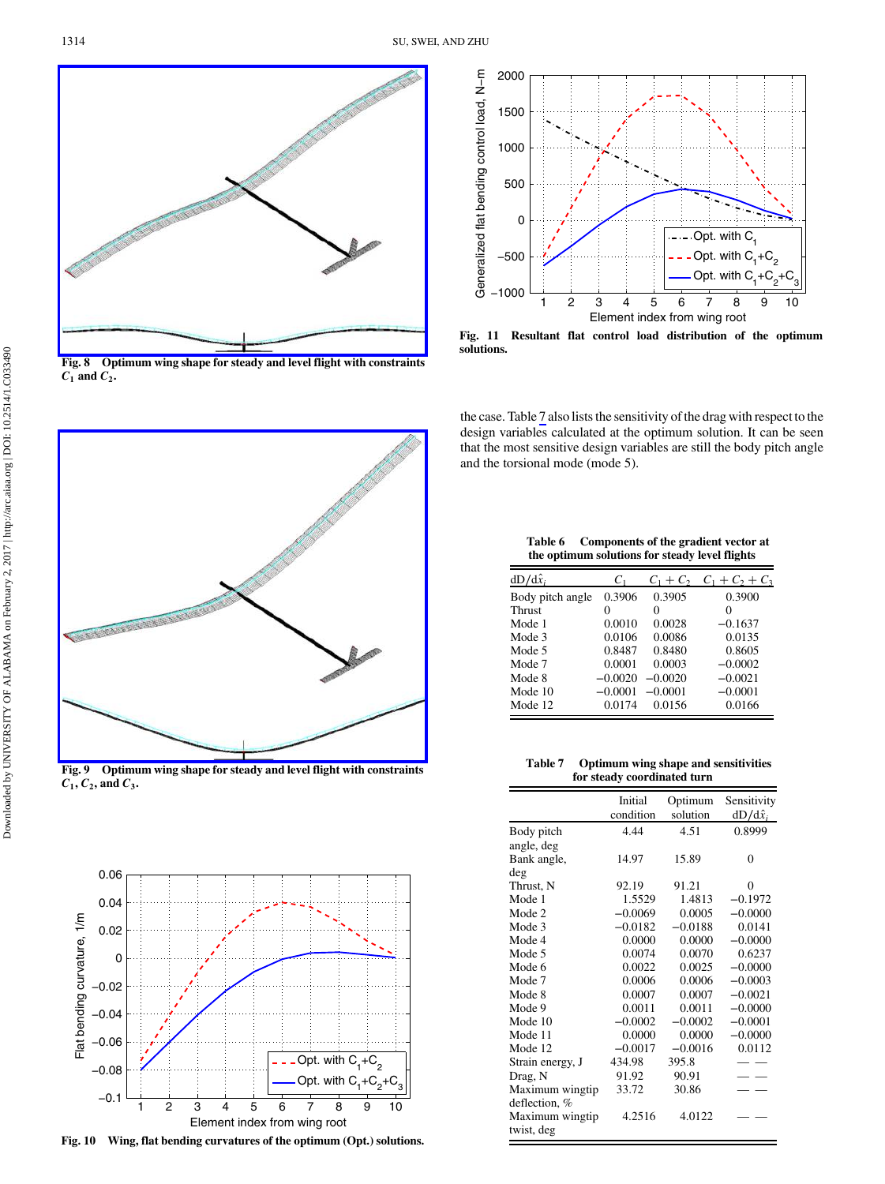Fig. 8 Optimum wing shape for steady and level flight with constraints $C_1$ and $C_2$.

Fig. 9 Optimum wing shape for steady and level flight with constraints $C_1$, $C_2$, and $C_3$.

Fig. 10 Wing, flat bending curvatures of the optimum (Opt.) solutions.

Fig. 11 Resultant flat control load distribution of the optimum solutions.

the case. Table 7 also lists the sensitivity of the drag with respect to the design variables calculated at the optimum solution. It can be seen that the most sensitive design variables are still the body pitch angle and the torsional mode (mode 5).

**Table 6 Components of the gradient vector at the optimum solutions for steady level flights**

| $\mathrm{d}D/\mathrm{d}\hat{x}_i$ | $C_1$ | $C_1 + C_2$ | $C_1 + C_2 + C_3$ |
|---|---|---|---|
| Body pitch angle | 0.3906 | 0.3905 | 0.3900 |
| Thrust | 0 | 0 | 0 |
| Mode 1 | 0.0010 | 0.0028 | −0.1637 |
| Mode 3 | 0.0106 | 0.0086 | 0.0135 |
| Mode 5 | 0.8487 | 0.8480 | 0.8605 |
| Mode 7 | 0.0001 | 0.0003 | −0.0002 |
| Mode 8 | −0.0020 | −0.0020 | −0.0021 |
| Mode 10 | −0.0001 | −0.0001 | −0.0001 |
| Mode 12 | 0.0174 | 0.0156 | 0.0166 |

**Table 7 Optimum wing shape and sensitivities for steady coordinated turn**

| | Initial condition | Optimum solution | Sensitivity $\mathrm{d}D/\mathrm{d}\hat{x}_i$ |
|---|---|---|---|
| Body pitch angle, deg | 4.44 | 4.51 | 0.8999 |
| Bank angle, deg | 14.97 | 15.89 | 0 |
| Thrust, N | 92.19 | 91.21 | 0 |
| Mode 1 | 1.5529 | 1.4813 | −0.1972 |
| Mode 2 | −0.0069 | 0.0005 | −0.0000 |
| Mode 3 | −0.0182 | −0.0188 | 0.0141 |
| Mode 4 | 0.0000 | 0.0000 | −0.0000 |
| Mode 5 | 0.0074 | 0.0070 | 0.6237 |
| Mode 6 | 0.0022 | 0.0025 | −0.0000 |
| Mode 7 | 0.0006 | 0.0006 | −0.0003 |
| Mode 8 | 0.0007 | 0.0007 | −0.0021 |
| Mode 9 | 0.0011 | 0.0011 | −0.0000 |
| Mode 10 | −0.0002 | −0.0002 | −0.0001 |
| Mode 11 | 0.0000 | 0.0000 | −0.0000 |
| Mode 12 | −0.0017 | −0.0016 | 0.0112 |
| Strain energy, J | 434.98 | 395.8 | — — |
| Drag, N | 91.92 | 90.91 | — — |
| Maximum wingtip deflection, % | 33.72 | 30.86 | — — |
| Maximum wingtip twist, deg | 4.2516 | 4.0122 | — — |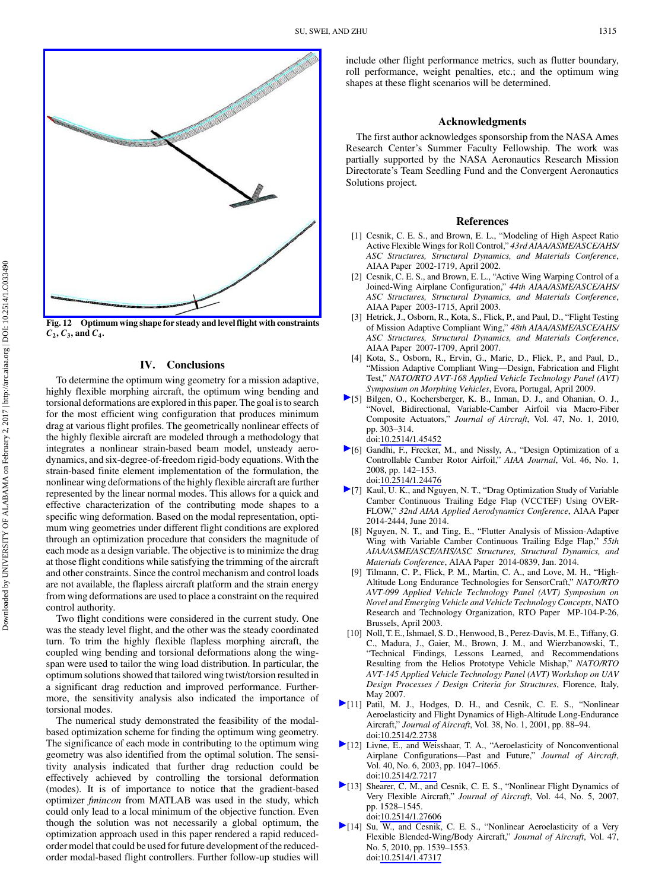Fig. 12 Optimum wing shape for steady and level flight with constraints $C_2$, $C_3$, and $C_4$.

## IV. Conclusions

To determine the optimum wing geometry for a mission adaptive, highly flexible morphing aircraft, the optimum wing bending and torsional deformations are explored in this paper. The goal is to search for the most efficient wing configuration that produces minimum drag at various flight profiles. The geometrically nonlinear effects of the highly flexible aircraft are modeled through a methodology that integrates a nonlinear strain-based beam model, unsteady aerodynamics, and six-degree-of-freedom rigid-body equations. With the strain-based finite element implementation of the formulation, the nonlinear wing deformations of the highly flexible aircraft are further represented by the linear normal modes. This allows for a quick and effective characterization of the contributing mode shapes to a specific wing deformation. Based on the modal representation, optimum wing geometries under different flight conditions are explored through an optimization procedure that considers the magnitude of each mode as a design variable. The objective is to minimize the drag at those flight conditions while satisfying the trimming of the aircraft and other constraints. Since the control mechanism and control loads are not available, the flapless aircraft platform and the strain energy from wing deformations are used to place a constraint on the required control authority.

Two flight conditions were considered in the current study. One was the steady level flight, and the other was the steady coordinated turn. To trim the highly flexible flapless morphing aircraft, the coupled wing bending and torsional deformations along the wingspan were used to tailor the wing load distribution. In particular, the optimum solutions showed that tailored wing twist/torsion resulted in a significant drag reduction and improved performance. Furthermore, the sensitivity analysis also indicated the importance of torsional modes.

The numerical study demonstrated the feasibility of the modal-based optimization scheme for finding the optimum wing geometry. The significance of each mode in contributing to the optimum wing geometry was also identified from the optimal solution. The sensitivity analysis indicated that further drag reduction could be effectively achieved by controlling the torsional deformation (modes). It is of importance to notice that the gradient-based optimizer *fmincon* from MATLAB was used in the study, which could only lead to a local minimum of the objective function. Even though the solution was not necessarily a global optimum, the optimization approach used in this paper rendered a rapid reduced-order model that could be used for future development of the reduced-order modal-based flight controllers. Further follow-up studies will include other flight performance metrics, such as flutter boundary, roll performance, weight penalties, etc.; and the optimum wing shapes at these flight scenarios will be determined.

## Acknowledgments

The first author acknowledges sponsorship from the NASA Ames Research Center's Summer Faculty Fellowship. The work was partially supported by the NASA Aeronautics Research Mission Directorate's Team Seedling Fund and the Convergent Aeronautics Solutions project.

## References

[1] Cesnik, C. E. S., and Brown, E. L., "Modeling of High Aspect Ratio Active Flexible Wings for Roll Control," *43rd AIAA/ASME/ASCE/AHS/ASC Structures, Structural Dynamics, and Materials Conference*, AIAA Paper 2002-1719, April 2002.

[2] Cesnik, C. E. S., and Brown, E. L., "Active Wing Warping Control of a Joined-Wing Airplane Configuration," *44th AIAA/ASME/ASCE/AHS/ASC Structures, Structural Dynamics, and Materials Conference*, AIAA Paper 2003-1715, April 2003.

[3] Hetrick, J., Osborn, R., Kota, S., Flick, P., and Paul, D., "Flight Testing of Mission Adaptive Compliant Wing," *48th AIAA/ASME/ASCE/AHS/ASC Structures, Structural Dynamics, and Materials Conference*, AIAA Paper 2007-1709, April 2007.

[4] Kota, S., Osborn, R., Ervin, G., Maric, D., Flick, P., and Paul, D., "Mission Adaptive Compliant Wing—Design, Fabrication and Flight Test," *NATO/RTO AVT-168 Applied Vehicle Technology Panel (AVT) Symposium on Morphing Vehicles*, Evora, Portugal, April 2009.

[5] Bilgen, O., Kochersberger, K. B., Inman, D. J., and Ohanian, O. J., "Novel, Bidirectional, Variable-Camber Airfoil via Macro-Fiber Composite Actuators," *Journal of Aircraft*, Vol. 47, No. 1, 2010, pp. 303–314. doi:10.2514/1.45452

[6] Gandhi, F., Frecker, M., and Nissly, A., "Design Optimization of a Controllable Camber Rotor Airfoil," *AIAA Journal*, Vol. 46, No. 1, 2008, pp. 142–153. doi:10.2514/1.24476

[7] Kaul, U. K., and Nguyen, N. T., "Drag Optimization Study of Variable Camber Continuous Trailing Edge Flap (VCCTEF) Using OVERFLOW," *32nd AIAA Applied Aerodynamics Conference*, AIAA Paper 2014-2444, June 2014.

[8] Nguyen, N. T., and Ting, E., "Flutter Analysis of Mission-Adaptive Wing with Variable Camber Continuous Trailing Edge Flap," *55th AIAA/ASME/ASCE/AHS/ASC Structures, Structural Dynamics, and Materials Conference*, AIAA Paper 2014-0839, Jan. 2014.

[9] Tilmann, C. P., Flick, P. M., Martin, C. A., and Love, M. H., "High-Altitude Long Endurance Technologies for SensorCraft," *NATO/RTO AVT-099 Applied Vehicle Technology Panel (AVT) Symposium on Novel and Emerging Vehicle and Vehicle Technology Concepts*, NATO Research and Technology Organization, RTO Paper MP-104-P-26, Brussels, April 2003.

[10] Noll, T. E., Ishmael, S. D., Henwood, B., Perez-Davis, M. E., Tiffany, G. C., Madura, J., Gaier, M., Brown, J. M., and Wierzbanowski, T., "Technical Findings, Lessons Learned, and Recommendations Resulting from the Helios Prototype Vehicle Mishap," *NATO/RTO AVT-145 Applied Vehicle Technology Panel (AVT) Workshop on UAV Design Processes / Design Criteria for Structures*, Florence, Italy, May 2007.

[11] Patil, M. J., Hodges, D. H., and Cesnik, C. E. S., "Nonlinear Aeroelasticity and Flight Dynamics of High-Altitude Long-Endurance Aircraft," *Journal of Aircraft*, Vol. 38, No. 1, 2001, pp. 88–94. doi:10.2514/2.2738

[12] Livne, E., and Weisshaar, T. A., "Aeroelasticity of Nonconventional Airplane Configurations—Past and Future," *Journal of Aircraft*, Vol. 40, No. 6, 2003, pp. 1047–1065. doi:10.2514/2.7217

[13] Shearer, C. M., and Cesnik, C. E. S., "Nonlinear Flight Dynamics of Very Flexible Aircraft," *Journal of Aircraft*, Vol. 44, No. 5, 2007, pp. 1528–1545. doi:10.2514/1.27606

[14] Su, W., and Cesnik, C. E. S., "Nonlinear Aeroelasticity of a Very Flexible Blended-Wing/Body Aircraft," *Journal of Aircraft*, Vol. 47, No. 5, 2010, pp. 1539–1553. doi:10.2514/1.47317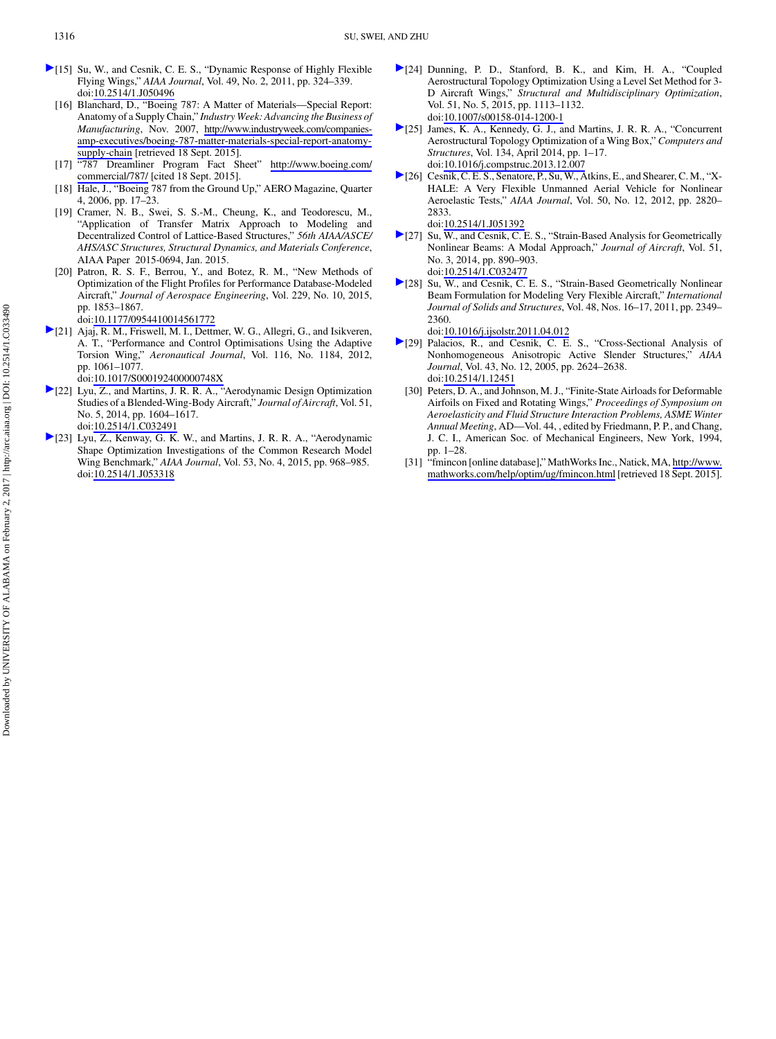[15] Su, W., and Cesnik, C. E. S., "Dynamic Response of Highly Flexible Flying Wings," *AIAA Journal*, Vol. 49, No. 2, 2011, pp. 324–339. doi:10.2514/1.J050496

[16] Blanchard, D., "Boeing 787: A Matter of Materials—Special Report: Anatomy of a Supply Chain," *Industry Week: Advancing the Business of Manufacturing*, Nov. 2007, http://www.industryweek.com/companies-amp-executives/boeing-787-matter-materials-special-report-anatomy-supply-chain [retrieved 18 Sept. 2015].

[17] "787 Dreamliner Program Fact Sheet" http://www.boeing.com/commercial/787/ [cited 18 Sept. 2015].

[18] Hale, J., "Boeing 787 from the Ground Up," AERO Magazine, Quarter 4, 2006, pp. 17–23.

[19] Cramer, N. B., Swei, S. S.-M., Cheung, K., and Teodorescu, M., "Application of Transfer Matrix Approach to Modeling and Decentralized Control of Lattice-Based Structures," *56th AIAA/ASCE/AHS/ASC Structures, Structural Dynamics, and Materials Conference*, AIAA Paper 2015-0694, Jan. 2015.

[20] Patron, R. S. F., Berrou, Y., and Botez, R. M., "New Methods of Optimization of the Flight Profiles for Performance Database-Modeled Aircraft," *Journal of Aerospace Engineering*, Vol. 229, No. 10, 2015, pp. 1853–1867. doi:10.1177/0954410014561772

[21] Ajaj, R. M., Friswell, M. I., Dettmer, W. G., Allegri, G., and Isikveren, A. T., "Performance and Control Optimisations Using the Adaptive Torsion Wing," *Aeronautical Journal*, Vol. 116, No. 1184, 2012, pp. 1061–1077. doi:10.1017/S000192400000748X

[22] Lyu, Z., and Martins, J. R. R. A., "Aerodynamic Design Optimization Studies of a Blended-Wing-Body Aircraft," *Journal of Aircraft*, Vol. 51, No. 5, 2014, pp. 1604–1617. doi:10.2514/1.C032491

[23] Lyu, Z., Kenway, G. K. W., and Martins, J. R. R. A., "Aerodynamic Shape Optimization Investigations of the Common Research Model Wing Benchmark," *AIAA Journal*, Vol. 53, No. 4, 2015, pp. 968–985. doi:10.2514/1.J053318

[24] Dunning, P. D., Stanford, B. K., and Kim, H. A., "Coupled Aerostructural Topology Optimization Using a Level Set Method for 3-D Aircraft Wings," *Structural and Multidisciplinary Optimization*, Vol. 51, No. 5, 2015, pp. 1113–1132. doi:10.1007/s00158-014-1200-1

[25] James, K. A., Kennedy, G. J., and Martins, J. R. R. A., "Concurrent Aerostructural Topology Optimization of a Wing Box," *Computers and Structures*, Vol. 134, April 2014, pp. 1–17. doi:10.1016/j.compstruc.2013.12.007

[26] Cesnik, C. E. S., Senatore, P., Su, W., Atkins, E., and Shearer, C. M., "X-HALE: A Very Flexible Unmanned Aerial Vehicle for Nonlinear Aeroelastic Tests," *AIAA Journal*, Vol. 50, No. 12, 2012, pp. 2820–2833. doi:10.2514/1.J051392

[27] Su, W., and Cesnik, C. E. S., "Strain-Based Analysis for Geometrically Nonlinear Beams: A Modal Approach," *Journal of Aircraft*, Vol. 51, No. 3, 2014, pp. 890–903. doi:10.2514/1.C032477

[28] Su, W., and Cesnik, C. E. S., "Strain-Based Geometrically Nonlinear Beam Formulation for Modeling Very Flexible Aircraft," *International Journal of Solids and Structures*, Vol. 48, Nos. 16–17, 2011, pp. 2349–2360. doi:10.1016/j.ijsolstr.2011.04.012

[29] Palacios, R., and Cesnik, C. E. S., "Cross-Sectional Analysis of Nonhomogeneous Anisotropic Active Slender Structures," *AIAA Journal*, Vol. 43, No. 12, 2005, pp. 2624–2638. doi:10.2514/1.12451

[30] Peters, D. A., and Johnson, M. J., "Finite-State Airloads for Deformable Airfoils on Fixed and Rotating Wings," *Proceedings of Symposium on Aeroelasticity and Fluid Structure Interaction Problems, ASME Winter Annual Meeting*, AD—Vol. 44, , edited by Friedmann, P. P., and Chang, J. C. I., American Soc. of Mechanical Engineers, New York, 1994, pp. 1–28.

[31] "fmincon [online database]," MathWorks Inc., Natick, MA, http://www.mathworks.com/help/optim/ug/fmincon.html [retrieved 18 Sept. 2015].